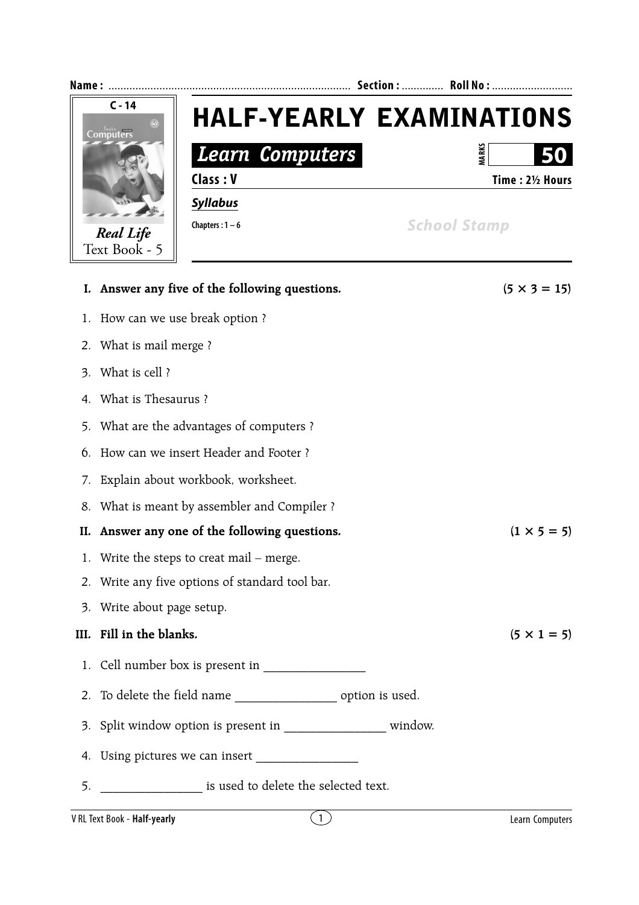Name : ................................................................................ Section : ............. Roll No : ...........................

C - 14

Learn Computers

*Real Life*
Text Book - 5

# HALF-YEARLY EXAMINATIONS

## *Learn Computers*

MARKS **50**

**Class : V** **Time : 2½ Hours**

***Syllabus***

Chapters : 1 – 6

School Stamp

**I. Answer any five of the following questions.** **(5 × 3 = 15)**

1. How can we use break option ?
2. What is mail merge ?
3. What is cell ?
4. What is Thesaurus ?
5. What are the advantages of computers ?
6. How can we insert Header and Footer ?
7. Explain about workbook, worksheet.
8. What is meant by assembler and Compiler ?

**II. Answer any one of the following questions.** **(1 × 5 = 5)**

1. Write the steps to creat mail – merge.
2. Write any five options of standard tool bar.
3. Write about page setup.

**III. Fill in the blanks.** **(5 × 1 = 5)**

1. Cell number box is present in ________________
2. To delete the field name ________________ option is used.
3. Split window option is present in ________________ window.
4. Using pictures we can insert ________________
5. ________________ is used to delete the selected text.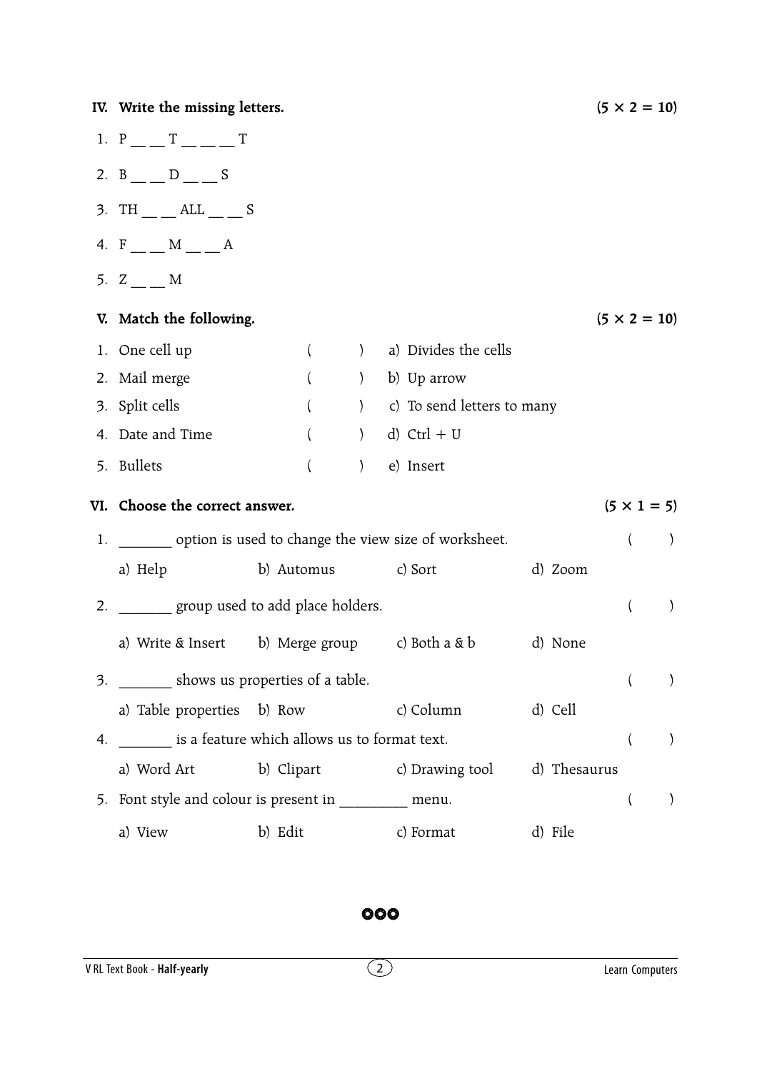## IV. Write the missing letters. (5 × 2 = 10)

1. P __ __ T __ __ __ T
2. B __ __ D __ __ S
3. TH __ __ ALL __ __ S
4. F __ __ M __ __ A
5. Z __ __ M

## V. Match the following. (5 × 2 = 10)

| | | | |
|---|---|---|---|
| 1. | One cell up | ( ) | a) Divides the cells |
| 2. | Mail merge | ( ) | b) Up arrow |
| 3. | Split cells | ( ) | c) To send letters to many |
| 4. | Date and Time | ( ) | d) Ctrl + U |
| 5. | Bullets | ( ) | e) Insert |

## VI. Choose the correct answer. (5 × 1 = 5)

1. _______ option is used to change the view size of worksheet. ( )

   a) Help  b) Automus  c) Sort  d) Zoom

2. _______ group used to add place holders. ( )

   a) Write & Insert  b) Merge group  c) Both a & b  d) None

3. _______ shows us properties of a table. ( )

   a) Table properties  b) Row  c) Column  d) Cell

4. _______ is a feature which allows us to format text. ( )

   a) Word Art  b) Clipart  c) Drawing tool  d) Thesaurus

5. Font style and colour is present in _________ menu. ( )

   a) View  b) Edit  c) Format  d) File